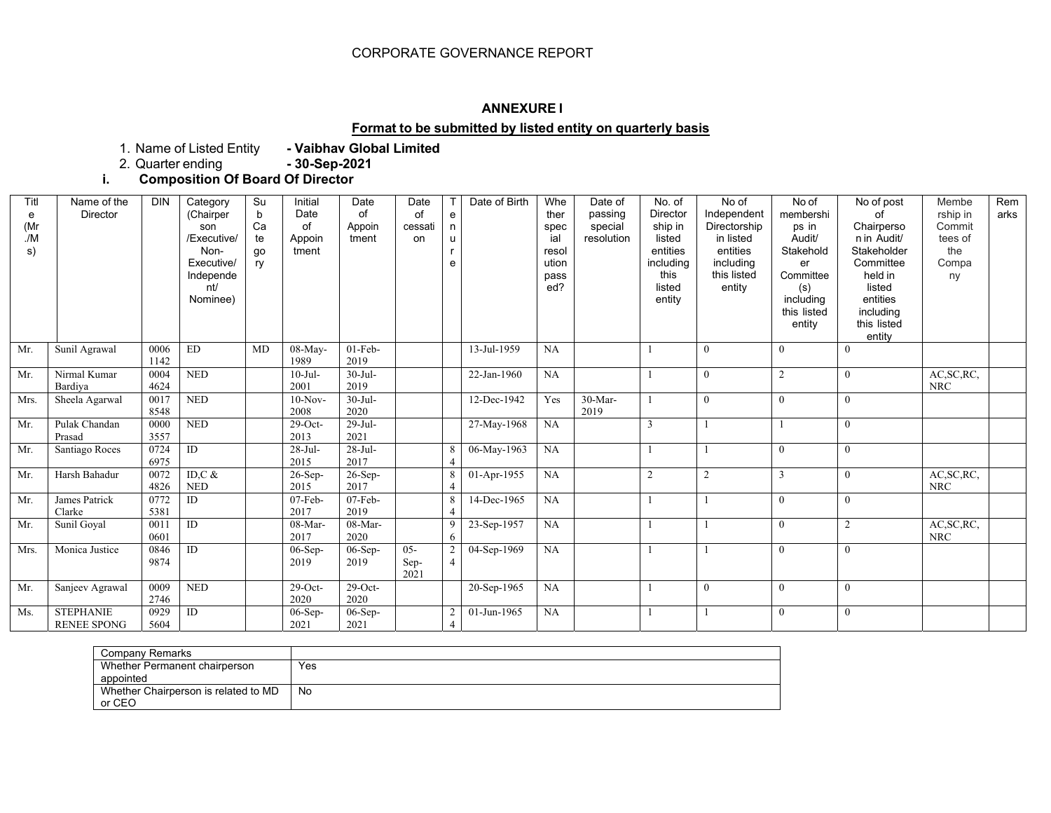CORPORATE GOVERNANCE REPORT

### ANNEXURE I

**Format to be submitted by listed entity on quarterly basis**

1. Name of Listed Entity **- Vaibhav Global Limited**
2. Quarter ending **- 30-Sep-2021**

**i. Composition Of Board Of Director**

| Title (Mr./Ms) | Name of the Director | DIN | Category (Chairperson /Executive/ Non-Executive/ Independent/ Nominee) | Sub Category | Initial Date of Appointment | Date of Appointment | Date of cessation | Tenure | Date of Birth | Whether special resolution passed? | Date of passing special resolution | No. of Directorship in listed entities including this listed entity | No of Independent Directorship in listed entities including this listed entity | No of memberships in Audit/ Stakeholder Committee (s) including this listed entity | No of post of Chairperson in Audit/ Stakeholder Committee held in listed entities including this listed entity | Membership in Committees of the Company | Remarks |
|---|---|---|---|---|---|---|---|---|---|---|---|---|---|---|---|---|---|
| Mr. | Sunil Agrawal | 00061142 | ED | MD | 08-May-1989 | 01-Feb-2019 | | | 13-Jul-1959 | NA | | 1 | 0 | 0 | 0 | | |
| Mr. | Nirmal Kumar Bardiya | 00044624 | NED | | 10-Jul-2001 | 30-Jul-2019 | | | 22-Jan-1960 | NA | | 1 | 0 | 2 | 0 | AC,SC,RC, NRC | |
| Mrs. | Sheela Agarwal | 00178548 | NED | | 10-Nov-2008 | 30-Jul-2020 | | | 12-Dec-1942 | Yes | 30-Mar-2019 | 1 | 0 | 0 | 0 | | |
| Mr. | Pulak Chandan Prasad | 00003557 | NED | | 29-Oct-2013 | 29-Jul-2021 | | | 27-May-1968 | NA | | 3 | 1 | 1 | 0 | | |
| Mr. | Santiago Roces | 07246975 | ID | | 28-Jul-2015 | 28-Jul-2017 | | 84 | 06-May-1963 | NA | | 1 | 1 | 0 | 0 | | |
| Mr. | Harsh Bahadur | 00724826 | ID,C & NED | | 26-Sep-2015 | 26-Sep-2017 | | 84 | 01-Apr-1955 | NA | | 2 | 2 | 3 | 0 | AC,SC,RC, NRC | |
| Mr. | James Patrick Clarke | 07725381 | ID | | 07-Feb-2017 | 07-Feb-2019 | | 84 | 14-Dec-1965 | NA | | 1 | 1 | 0 | 0 | | |
| Mr. | Sunil Goyal | 00110601 | ID | | 08-Mar-2017 | 08-Mar-2020 | | 96 | 23-Sep-1957 | NA | | 1 | 1 | 0 | 2 | AC,SC,RC, NRC | |
| Mrs. | Monica Justice | 08469874 | ID | | 06-Sep-2019 | 06-Sep-2019 | 05-Sep-2021 | 24 | 04-Sep-1969 | NA | | 1 | 1 | 0 | 0 | | |
| Mr. | Sanjeev Agrawal | 00092746 | NED | | 29-Oct-2020 | 29-Oct-2020 | | | 20-Sep-1965 | NA | | 1 | 0 | 0 | 0 | | |
| Ms. | STEPHANIE RENEE SPONG | 09295604 | ID | | 06-Sep-2021 | 06-Sep-2021 | | 24 | 01-Jun-1965 | NA | | 1 | 1 | 0 | 0 | | |

| Company Remarks | |
|---|---|
| Whether Permanent chairperson appointed | Yes |
| Whether Chairperson is related to MD or CEO | No |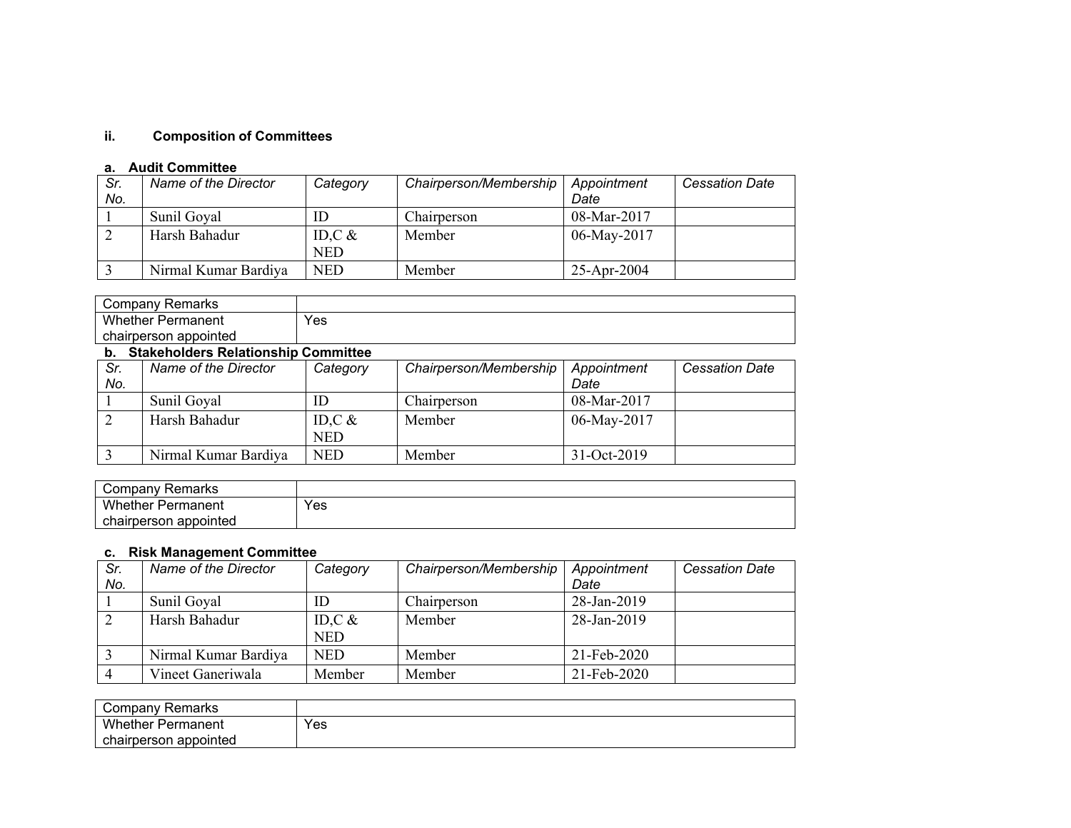### ii. Composition of Committees

#### a. Audit Committee

| Sr. No. | Name of the Director | Category | Chairperson/Membership | Appointment Date | Cessation Date |
|---|---|---|---|---|---|
| 1 | Sunil Goyal | ID | Chairperson | 08-Mar-2017 | |
| 2 | Harsh Bahadur | ID,C & NED | Member | 06-May-2017 | |
| 3 | Nirmal Kumar Bardiya | NED | Member | 25-Apr-2004 | |

| Company Remarks | |
|---|---|
| Whether Permanent chairperson appointed | Yes |

#### b. Stakeholders Relationship Committee

| Sr. No. | Name of the Director | Category | Chairperson/Membership | Appointment Date | Cessation Date |
|---|---|---|---|---|---|
| 1 | Sunil Goyal | ID | Chairperson | 08-Mar-2017 | |
| 2 | Harsh Bahadur | ID,C & NED | Member | 06-May-2017 | |
| 3 | Nirmal Kumar Bardiya | NED | Member | 31-Oct-2019 | |

| Company Remarks | |
|---|---|
| Whether Permanent chairperson appointed | Yes |

#### c. Risk Management Committee

| Sr. No. | Name of the Director | Category | Chairperson/Membership | Appointment Date | Cessation Date |
|---|---|---|---|---|---|
| 1 | Sunil Goyal | ID | Chairperson | 28-Jan-2019 | |
| 2 | Harsh Bahadur | ID,C & NED | Member | 28-Jan-2019 | |
| 3 | Nirmal Kumar Bardiya | NED | Member | 21-Feb-2020 | |
| 4 | Vineet Ganeriwala | Member | Member | 21-Feb-2020 | |

| Company Remarks | |
|---|---|
| Whether Permanent chairperson appointed | Yes |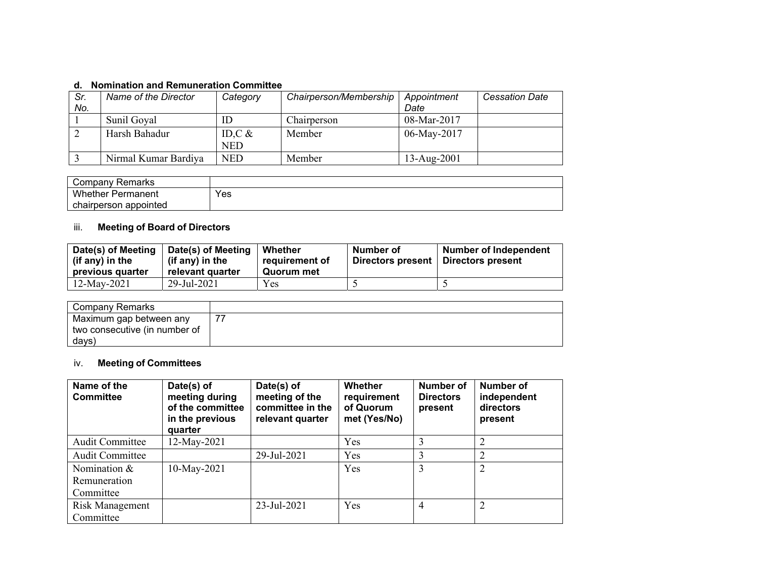### d. Nomination and Remuneration Committee

| *Sr. No.* | *Name of the Director* | *Category* | *Chairperson/Membership* | *Appointment Date* | *Cessation Date* |
|---|---|---|---|---|---|
| 1 | Sunil Goyal | ID | Chairperson | 08-Mar-2017 | |
| 2 | Harsh Bahadur | ID,C & NED | Member | 06-May-2017 | |
| 3 | Nirmal Kumar Bardiya | NED | Member | 13-Aug-2001 | |

| Company Remarks | |
|---|---|
| Whether Permanent chairperson appointed | Yes |

### iii. Meeting of Board of Directors

| Date(s) of Meeting (if any) in the previous quarter | Date(s) of Meeting (if any) in the relevant quarter | Whether requirement of Quorum met | Number of Directors present | Number of Independent Directors present |
|---|---|---|---|---|
| 12-May-2021 | 29-Jul-2021 | Yes | 5 | 5 |

| Company Remarks | |
|---|---|
| Maximum gap between any two consecutive (in number of days) | 77 |

### iv. Meeting of Committees

| Name of the Committee | Date(s) of meeting during of the committee in the previous quarter | Date(s) of meeting of the committee in the relevant quarter | Whether requirement of Quorum met (Yes/No) | Number of Directors present | Number of independent directors present |
|---|---|---|---|---|---|
| Audit Committee | 12-May-2021 | | Yes | 3 | 2 |
| Audit Committee | | 29-Jul-2021 | Yes | 3 | 2 |
| Nomination & Remuneration Committee | 10-May-2021 | | Yes | 3 | 2 |
| Risk Management Committee | | 23-Jul-2021 | Yes | 4 | 2 |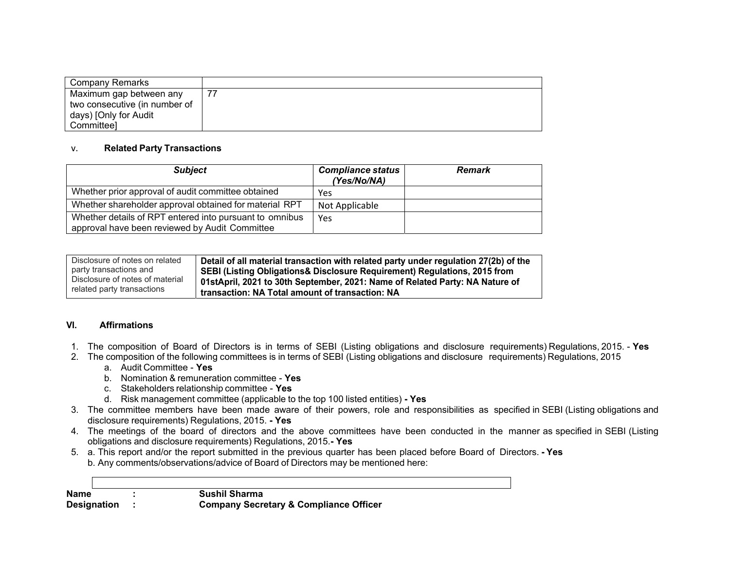| Company Remarks | |
|---|---|
| Maximum gap between any two consecutive (in number of days) [Only for Audit Committee] | 77 |

v. **Related Party Transactions**

| ***Subject*** | ***Compliance status (Yes/No/NA)*** | ***Remark*** |
|---|---|---|
| Whether prior approval of audit committee obtained | Yes | |
| Whether shareholder approval obtained for material RPT | Not Applicable | |
| Whether details of RPT entered into pursuant to omnibus approval have been reviewed by Audit Committee | Yes | |

| Disclosure of notes on related party transactions and Disclosure of notes of material related party transactions | **Detail of all material transaction with related party under regulation 27(2b) of the SEBI (Listing Obligations& Disclosure Requirement) Regulations, 2015 from 01stApril, 2021 to 30th September, 2021: Name of Related Party: NA Nature of transaction: NA Total amount of transaction: NA** |
|---|---|

**VI. Affirmations**

1. The composition of Board of Directors is in terms of SEBI (Listing obligations and disclosure requirements) Regulations, 2015. - **Yes**
2. The composition of the following committees is in terms of SEBI (Listing obligations and disclosure requirements) Regulations, 2015
   a. Audit Committee - **Yes**
   b. Nomination & remuneration committee - **Yes**
   c. Stakeholders relationship committee - **Yes**
   d. Risk management committee (applicable to the top 100 listed entities) **- Yes**
3. The committee members have been made aware of their powers, role and responsibilities as specified in SEBI (Listing obligations and disclosure requirements) Regulations, 2015. **- Yes**
4. The meetings of the board of directors and the above committees have been conducted in the manner as specified in SEBI (Listing obligations and disclosure requirements) Regulations, 2015.**- Yes**
5. a. This report and/or the report submitted in the previous quarter has been placed before Board of Directors. **- Yes**
   b. Any comments/observations/advice of Board of Directors may be mentioned here:

**Name** : **Sushil Sharma**
**Designation** : **Company Secretary & Compliance Officer**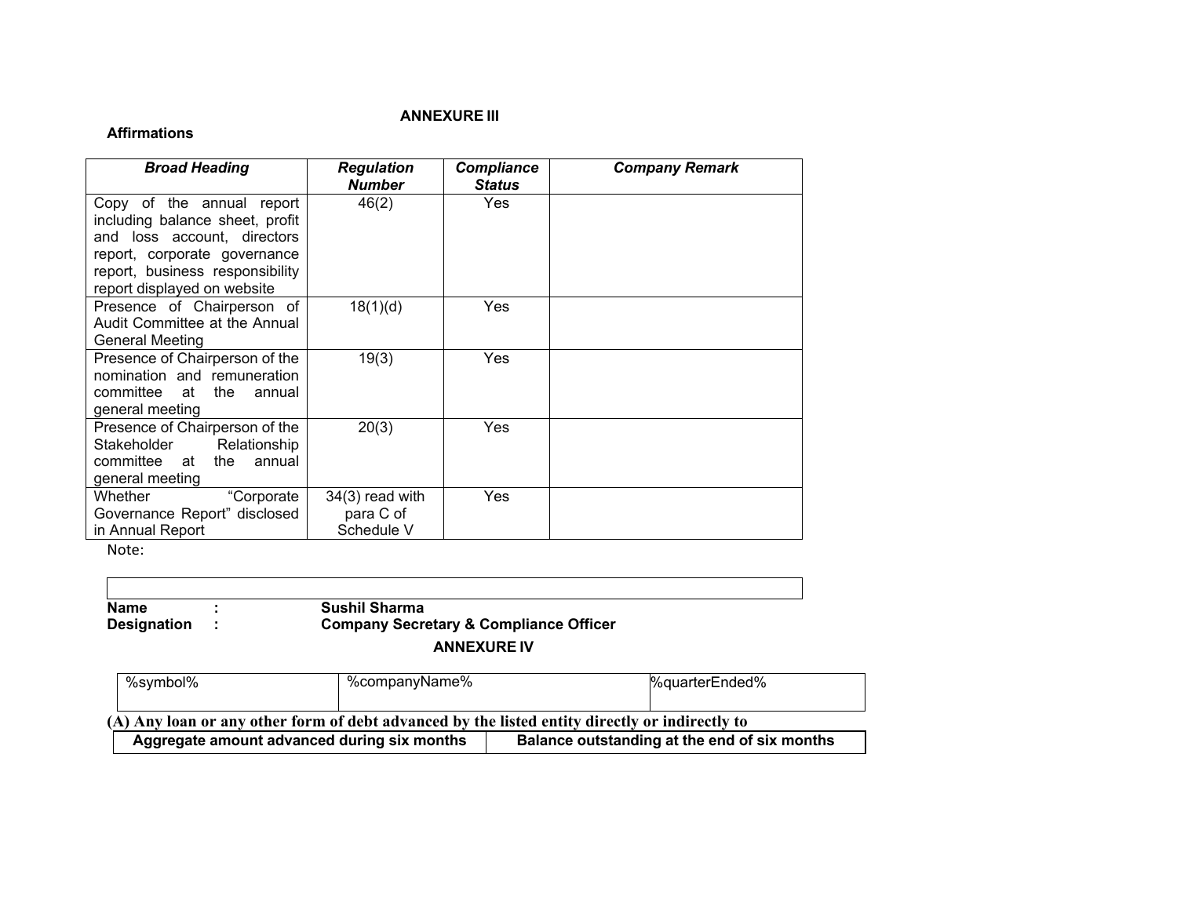## ANNEXURE III

**Affirmations**

| ***Broad Heading*** | ***Regulation Number*** | ***Compliance Status*** | ***Company Remark*** |
|---|---|---|---|
| Copy of the annual report including balance sheet, profit and loss account, directors report, corporate governance report, business responsibility report displayed on website | 46(2) | Yes | |
| Presence of Chairperson of Audit Committee at the Annual General Meeting | 18(1)(d) | Yes | |
| Presence of Chairperson of the nomination and remuneration committee at the annual general meeting | 19(3) | Yes | |
| Presence of Chairperson of the Stakeholder Relationship committee at the annual general meeting | 20(3) | Yes | |
| Whether "Corporate Governance Report" disclosed in Annual Report | 34(3) read with para C of Schedule V | Yes | |

Note:

| |
|---|
| |

**Name** : **Sushil Sharma**
**Designation** : **Company Secretary & Compliance Officer**

## ANNEXURE IV

| %symbol% | %companyName% | %quarterEnded% |
|---|---|---|

**(A) Any loan or any other form of debt advanced by the listed entity directly or indirectly to**

| Aggregate amount advanced during six months | Balance outstanding at the end of six months |
|---|---|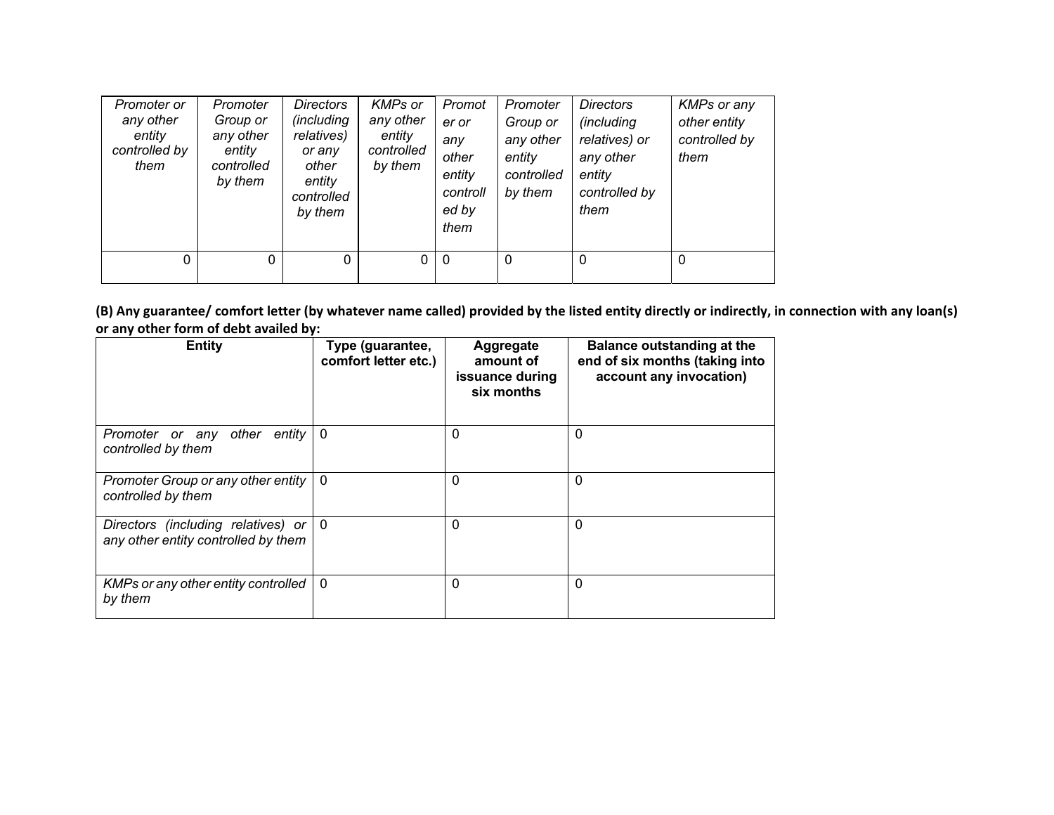| *Promoter or any other entity controlled by them* | *Promoter Group or any other entity controlled by them* | *Directors (including relatives) or any other entity controlled by them* | *KMPs or any other entity controlled by them* | *Promoter or any other entity controlled by them* | *Promoter Group or any other entity controlled by them* | *Directors (including relatives) or any other entity controlled by them* | *KMPs or any other entity controlled by them* |
|---|---|---|---|---|---|---|---|
| 0 | 0 | 0 | 0 | 0 | 0 | 0 | 0 |

**(B) Any guarantee/ comfort letter (by whatever name called) provided by the listed entity directly or indirectly, in connection with any loan(s) or any other form of debt availed by:**

| **Entity** | **Type (guarantee, comfort letter etc.)** | **Aggregate amount of issuance during six months** | **Balance outstanding at the end of six months (taking into account any invocation)** |
|---|---|---|---|
| *Promoter or any other entity controlled by them* | 0 | 0 | 0 |
| *Promoter Group or any other entity controlled by them* | 0 | 0 | 0 |
| *Directors (including relatives) or any other entity controlled by them* | 0 | 0 | 0 |
| *KMPs or any other entity controlled by them* | 0 | 0 | 0 |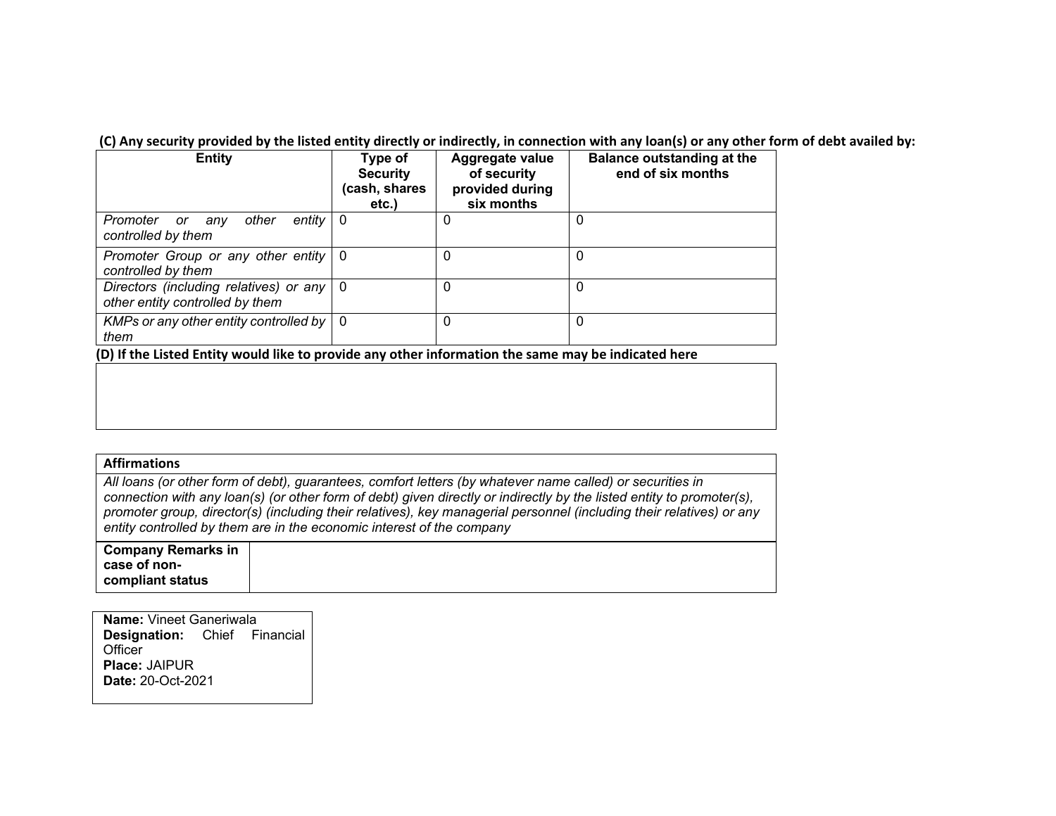**(C) Any security provided by the listed entity directly or indirectly, in connection with any loan(s) or any other form of debt availed by:**

| Entity | Type of Security (cash, shares etc.) | Aggregate value of security provided during six months | Balance outstanding at the end of six months |
|---|---|---|---|
| *Promoter or any other entity controlled by them* | 0 | 0 | 0 |
| *Promoter Group or any other entity controlled by them* | 0 | 0 | 0 |
| *Directors (including relatives) or any other entity controlled by them* | 0 | 0 | 0 |
| *KMPs or any other entity controlled by them* | 0 | 0 | 0 |

**(D) If the Listed Entity would like to provide any other information the same may be indicated here**

| |
|---|
| |

| **Affirmations** | |
|---|---|
| *All loans (or other form of debt), guarantees, comfort letters (by whatever name called) or securities in connection with any loan(s) (or other form of debt) given directly or indirectly by the listed entity to promoter(s), promoter group, director(s) (including their relatives), key managerial personnel (including their relatives) or any entity controlled by them are in the economic interest of the company* | |
| **Company Remarks in case of non-compliant status** | |

**Name:** Vineet Ganeriwala
**Designation:** Chief Financial Officer
**Place:** JAIPUR
**Date:** 20-Oct-2021